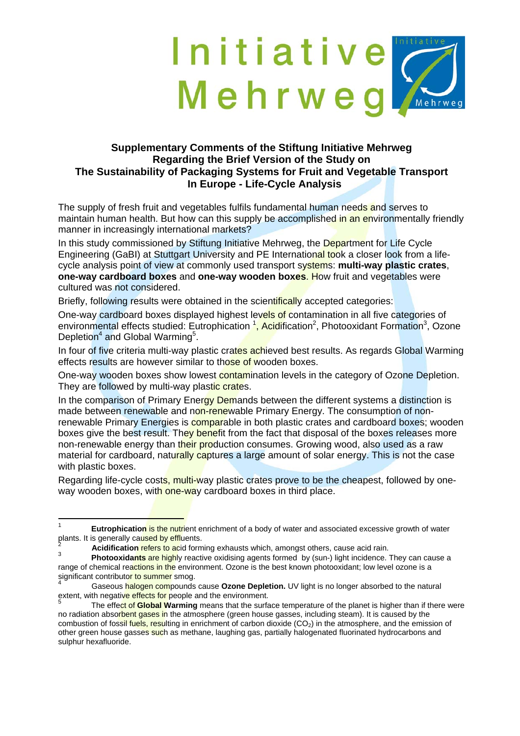# Initiative Mehrweg

## Supplementary Comments of the Stiftung Initiative Mehrweg Regarding the Brief Version of the Study on The Sustainability of Packaging Systems for Fruit and Vegetable Transport In Europe - Life-Cycle Analysis

The supply of fresh fruit and vegetables fulfils fundamental human needs and serves to maintain human health. But how can this supply be accomplished in an environmentally friendly manner in increasingly international markets?

In this study commissioned by Stiftung Initiative Mehrweg, the Department for Life Cycle Engineering (GaBI) at Stuttgart University and PE International took a closer look from a life-cycle analysis point of view at commonly used transport systems: **multi-way plastic crates**, **one-way cardboard boxes** and **one-way wooden boxes**. How fruit and vegetables were cultured was not considered.

Briefly, following results were obtained in the scientifically accepted categories:

One-way cardboard boxes displayed highest levels of contamination in all five categories of environmental effects studied: Eutrophication [1], Acidification[2], Photooxidant Formation[3], Ozone Depletion[4] and Global Warming[5].

In four of five criteria multi-way plastic crates achieved best results. As regards Global Warming effects results are however similar to those of wooden boxes.

One-way wooden boxes show lowest contamination levels in the category of Ozone Depletion. They are followed by multi-way plastic crates.

In the comparison of Primary Energy Demands between the different systems a distinction is made between renewable and non-renewable Primary Energy. The consumption of non-renewable Primary Energies is comparable in both plastic crates and cardboard boxes; wooden boxes give the best result. They benefit from the fact that disposal of the boxes releases more non-renewable energy than their production consumes. Growing wood, also used as a raw material for cardboard, naturally captures a large amount of solar energy. This is not the case with plastic boxes.

Regarding life-cycle costs, multi-way plastic crates prove to be the cheapest, followed by one-way wooden boxes, with one-way cardboard boxes in third place.

---

[1] **Eutrophication** is the nutrient enrichment of a body of water and associated excessive growth of water plants. It is generally caused by effluents.

[2] **Acidification** refers to acid forming exhausts which, amongst others, cause acid rain.

[3] **Photooxidants** are highly reactive oxidising agents formed by (sun-) light incidence. They can cause a range of chemical reactions in the environment. Ozone is the best known photooxidant; low level ozone is a significant contributor to summer smog.

[4] Gaseous halogen compounds cause **Ozone Depletion.** UV light is no longer absorbed to the natural extent, with negative effects for people and the environment.

[5] The effect of **Global Warming** means that the surface temperature of the planet is higher than if there were no radiation absorbent gases in the atmosphere (green house gasses, including steam). It is caused by the combustion of fossil fuels, resulting in enrichment of carbon dioxide ($CO_2$) in the atmosphere, and the emission of other green house gasses such as methane, laughing gas, partially halogenated fluorinated hydrocarbons and sulphur hexafluoride.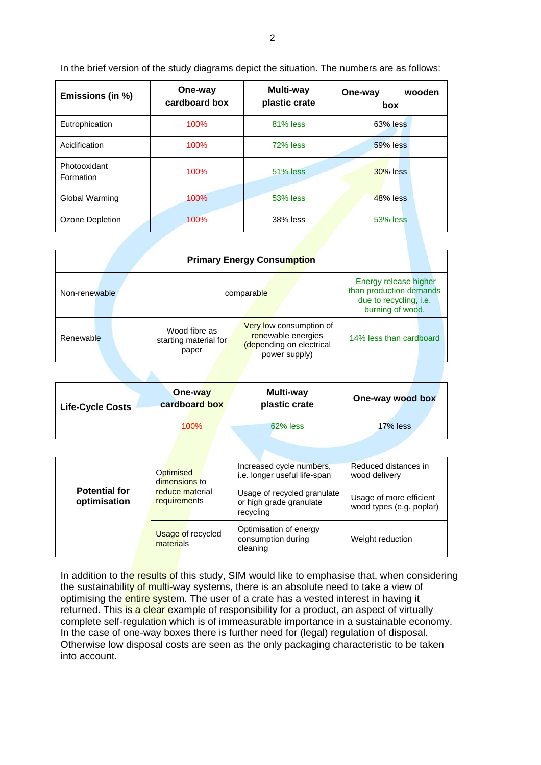In the brief version of the study diagrams depict the situation. The numbers are as follows:

| Emissions (in %) | One-way cardboard box | Multi-way plastic crate | One-way wooden box |
|---|---|---|---|
| Eutrophication | 100% | 81% less | 63% less |
| Acidification | 100% | 72% less | 59% less |
| Photooxidant Formation | 100% | 51% less | 30% less |
| Global Warming | 100% | 53% less | 48% less |
| Ozone Depletion | 100% | 38% less | 53% less |

| Primary Energy Consumption | | | |
|---|---|---|---|
| Non-renewable | comparable | | Energy release higher than production demands due to recycling, i.e. burning of wood. |
| Renewable | Wood fibre as starting material for paper | Very low consumption of renewable energies (depending on electrical power supply) | 14% less than cardboard |

| Life-Cycle Costs | One-way cardboard box | Multi-way plastic crate | One-way wood box |
|---|---|---|---|
| | 100% | 62% less | 17% less |

| Potential for optimisation | | | |
|---|---|---|---|
| | Optimised dimensions to reduce material requirements | Increased cycle numbers, i.e. longer useful life-span | Reduced distances in wood delivery |
| | | Usage of recycled granulate or high grade granulate recycling | Usage of more efficient wood types (e.g. poplar) |
| | Usage of recycled materials | Optimisation of energy consumption during cleaning | Weight reduction |

In addition to the results of this study, SIM would like to emphasise that, when considering the sustainability of multi-way systems, there is an absolute need to take a view of optimising the entire system. The user of a crate has a vested interest in having it returned. This is a clear example of responsibility for a product, an aspect of virtually complete self-regulation which is of immeasurable importance in a sustainable economy. In the case of one-way boxes there is further need for (legal) regulation of disposal. Otherwise low disposal costs are seen as the only packaging characteristic to be taken into account.